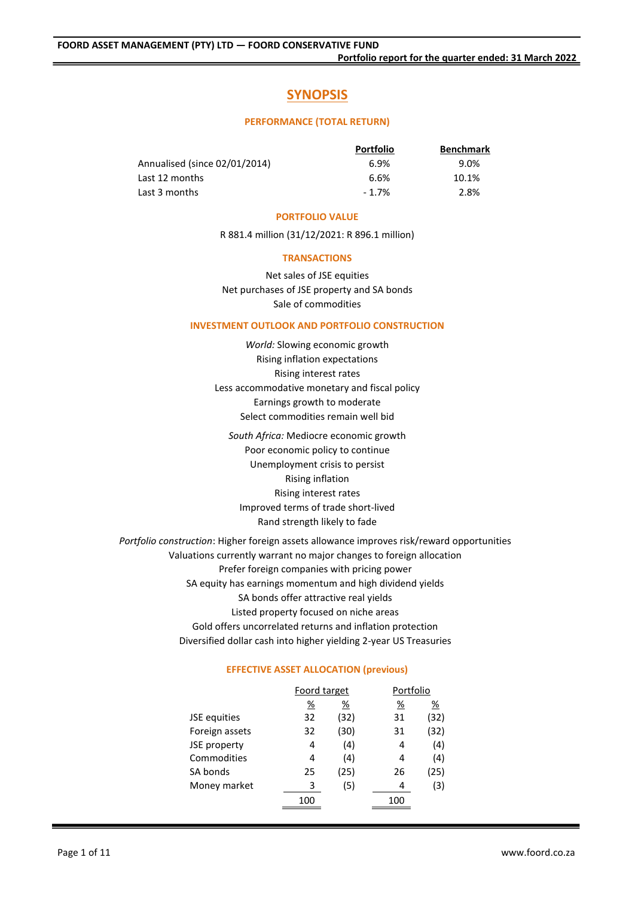**FOORD ASSET MANAGEMENT (PTY) LTD — FOORD CONSERVATIVE FUND**

**Portfolio report for the quarter ended: 31 March 2022**

# SYNOPSIS

## PERFORMANCE (TOTAL RETURN)

| | Portfolio | Benchmark |
|---|---|---|
| Annualised (since 02/01/2014) | 6.9% | 9.0% |
| Last 12 months | 6.6% | 10.1% |
| Last 3 months | - 1.7% | 2.8% |

## PORTFOLIO VALUE

R 881.4 million (31/12/2021: R 896.1 million)

## TRANSACTIONS

Net sales of JSE equities
Net purchases of JSE property and SA bonds
Sale of commodities

## INVESTMENT OUTLOOK AND PORTFOLIO CONSTRUCTION

*World:* Slowing economic growth
Rising inflation expectations
Rising interest rates
Less accommodative monetary and fiscal policy
Earnings growth to moderate
Select commodities remain well bid

*South Africa:* Mediocre economic growth
Poor economic policy to continue
Unemployment crisis to persist
Rising inflation
Rising interest rates
Improved terms of trade short-lived
Rand strength likely to fade

*Portfolio construction*: Higher foreign assets allowance improves risk/reward opportunities
Valuations currently warrant no major changes to foreign allocation
Prefer foreign companies with pricing power
SA equity has earnings momentum and high dividend yields
SA bonds offer attractive real yields
Listed property focused on niche areas
Gold offers uncorrelated returns and inflation protection
Diversified dollar cash into higher yielding 2-year US Treasuries

## EFFECTIVE ASSET ALLOCATION (previous)

| | Foord target | | Portfolio | |
|---|---|---|---|---|
| | % | % | % | % |
| JSE equities | 32 | (32) | 31 | (32) |
| Foreign assets | 32 | (30) | 31 | (32) |
| JSE property | 4 | (4) | 4 | (4) |
| Commodities | 4 | (4) | 4 | (4) |
| SA bonds | 25 | (25) | 26 | (25) |
| Money market | 3 | (5) | 4 | (3) |
| | 100 | | 100 | |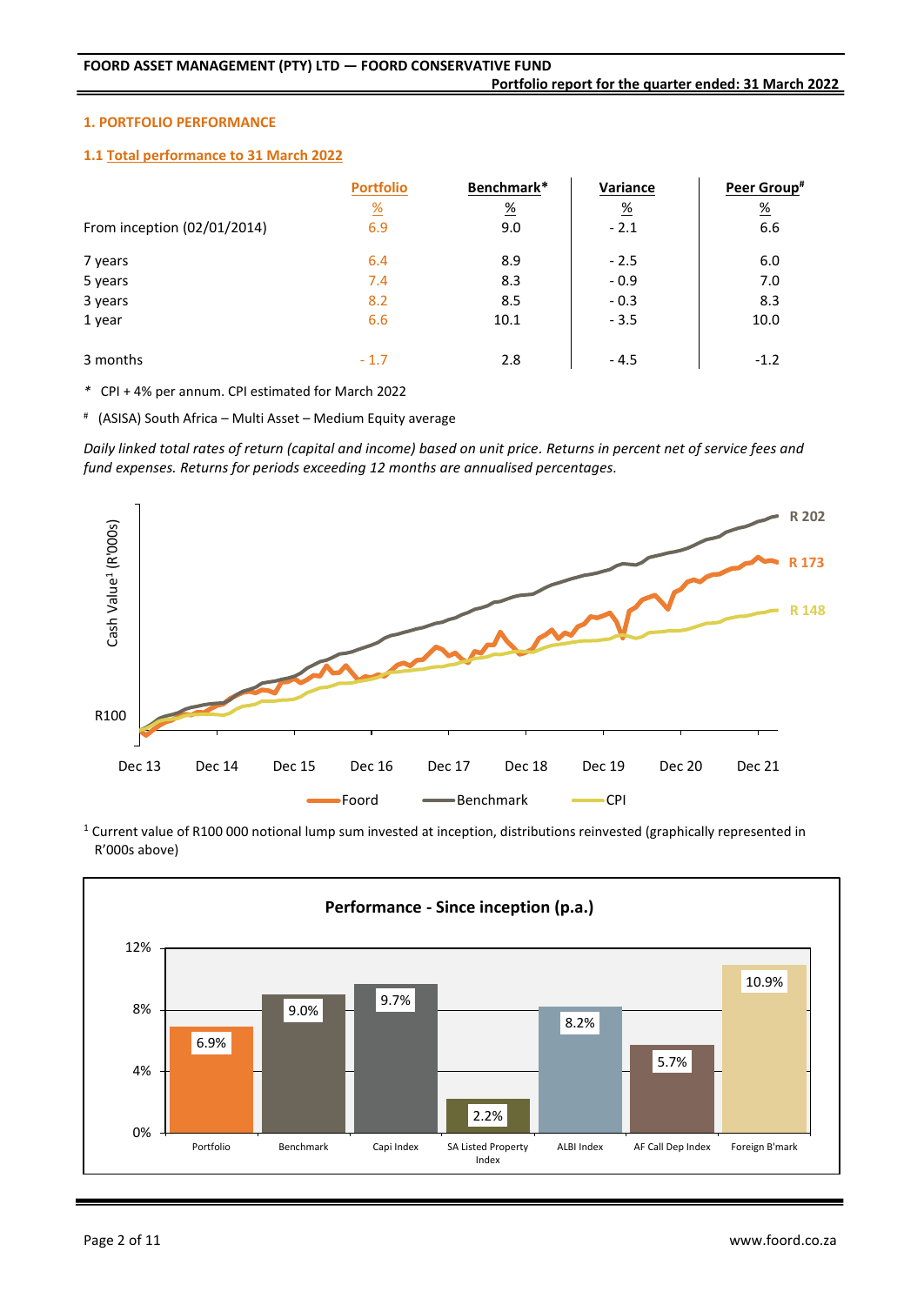## 1. PORTFOLIO PERFORMANCE

### 1.1 Total performance to 31 March 2022

| | Portfolio | Benchmark* | Variance | Peer Group# |
|---|---|---|---|---|
| | % | % | % | % |
| From inception (02/01/2014) | 6.9 | 9.0 | - 2.1 | 6.6 |
| 7 years | 6.4 | 8.9 | - 2.5 | 6.0 |
| 5 years | 7.4 | 8.3 | - 0.9 | 7.0 |
| 3 years | 8.2 | 8.5 | - 0.3 | 8.3 |
| 1 year | 6.6 | 10.1 | - 3.5 | 10.0 |
| 3 months | - 1.7 | 2.8 | - 4.5 | -1.2 |

\* CPI + 4% per annum. CPI estimated for March 2022

\# (ASISA) South Africa – Multi Asset – Medium Equity average

*Daily linked total rates of return (capital and income) based on unit price. Returns in percent net of service fees and fund expenses. Returns for periods exceeding 12 months are annualised percentages.*

[1] Current value of R100 000 notional lump sum invested at inception, distributions reinvested (graphically represented in R'000s above)

**Performance - Since inception (p.a.)**

| Portfolio | Benchmark | Capi Index | SA Listed Property Index | ALBI Index | AF Call Dep Index | Foreign B'mark |
|---|---|---|---|---|---|---|
| 6.9% | 9.0% | 9.7% | 2.2% | 8.2% | 5.7% | 10.9% |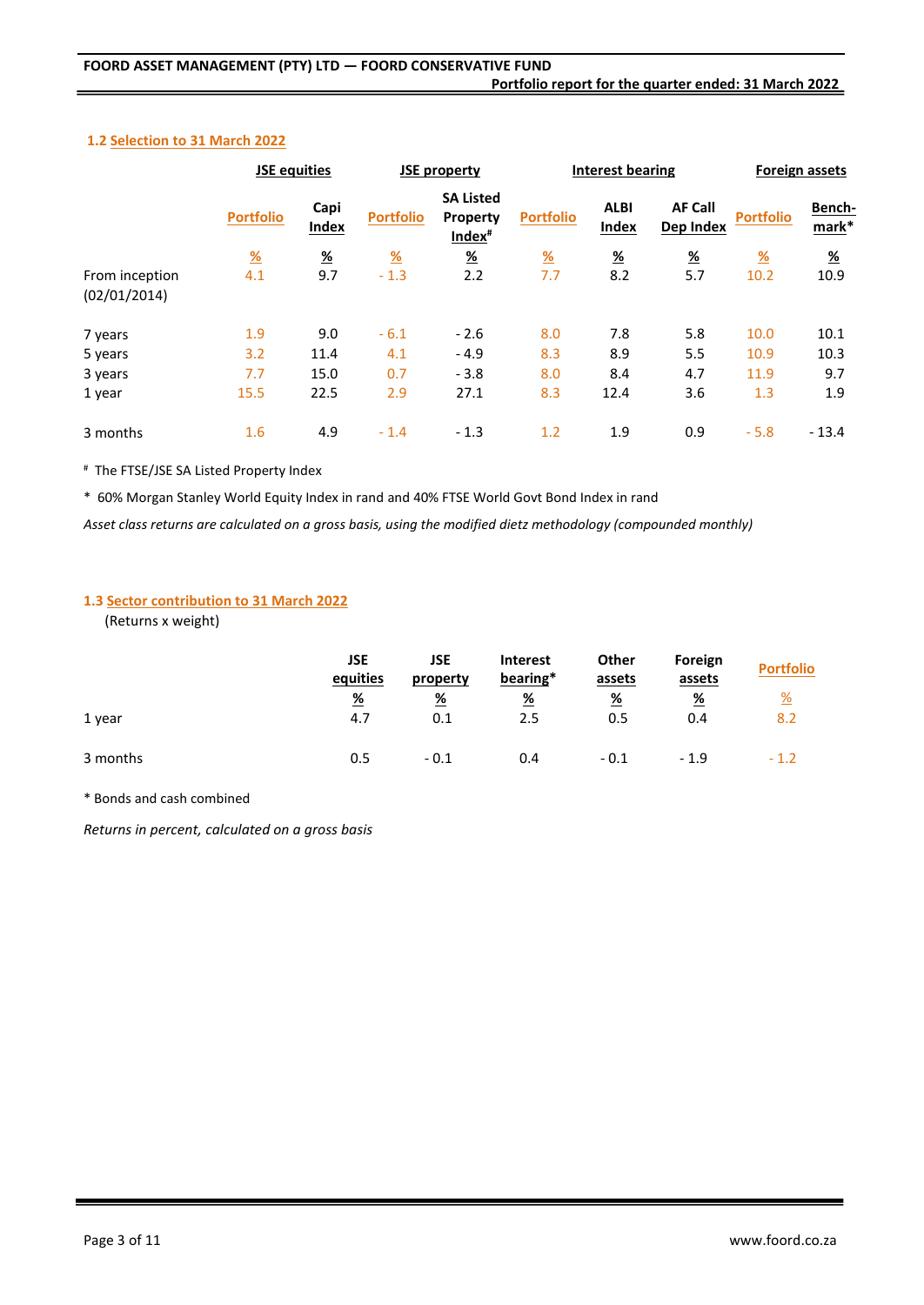### 1.2 Selection to 31 March 2022

| | JSE equities | | JSE property | | Interest bearing | | | Foreign assets | |
|---|---|---|---|---|---|---|---|---|---|
| | Portfolio | Capi Index | Portfolio | SA Listed Property Index# | Portfolio | ALBI Index | AF Call Dep Index | Portfolio | Bench-mark* |
| | % | % | % | % | % | % | % | % | % |
| From inception (02/01/2014) | 4.1 | 9.7 | - 1.3 | 2.2 | 7.7 | 8.2 | 5.7 | 10.2 | 10.9 |
| 7 years | 1.9 | 9.0 | - 6.1 | - 2.6 | 8.0 | 7.8 | 5.8 | 10.0 | 10.1 |
| 5 years | 3.2 | 11.4 | 4.1 | - 4.9 | 8.3 | 8.9 | 5.5 | 10.9 | 10.3 |
| 3 years | 7.7 | 15.0 | 0.7 | - 3.8 | 8.0 | 8.4 | 4.7 | 11.9 | 9.7 |
| 1 year | 15.5 | 22.5 | 2.9 | 27.1 | 8.3 | 12.4 | 3.6 | 1.3 | 1.9 |
| 3 months | 1.6 | 4.9 | - 1.4 | - 1.3 | 1.2 | 1.9 | 0.9 | - 5.8 | - 13.4 |

# The FTSE/JSE SA Listed Property Index

\* 60% Morgan Stanley World Equity Index in rand and 40% FTSE World Govt Bond Index in rand

*Asset class returns are calculated on a gross basis, using the modified dietz methodology (compounded monthly)*

### 1.3 Sector contribution to 31 March 2022

(Returns x weight)

| | JSE equities | JSE property | Interest bearing* | Other assets | Foreign assets | Portfolio |
|---|---|---|---|---|---|---|
| | % | % | % | % | % | % |
| 1 year | 4.7 | 0.1 | 2.5 | 0.5 | 0.4 | 8.2 |
| 3 months | 0.5 | - 0.1 | 0.4 | - 0.1 | - 1.9 | - 1.2 |

\* Bonds and cash combined

*Returns in percent, calculated on a gross basis*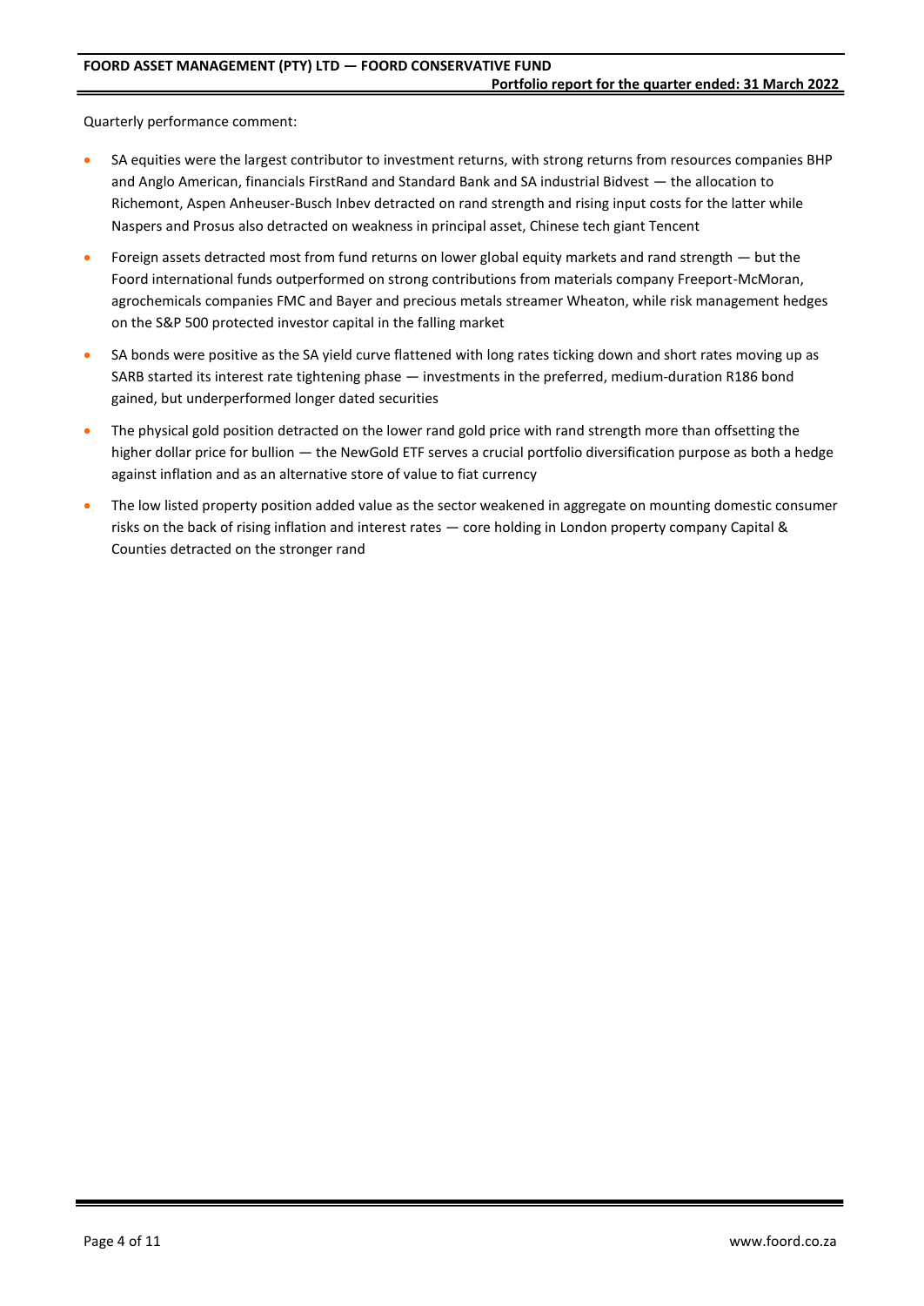Quarterly performance comment:

- SA equities were the largest contributor to investment returns, with strong returns from resources companies BHP and Anglo American, financials FirstRand and Standard Bank and SA industrial Bidvest — the allocation to Richemont, Aspen Anheuser-Busch Inbev detracted on rand strength and rising input costs for the latter while Naspers and Prosus also detracted on weakness in principal asset, Chinese tech giant Tencent
- Foreign assets detracted most from fund returns on lower global equity markets and rand strength — but the Foord international funds outperformed on strong contributions from materials company Freeport-McMoran, agrochemicals companies FMC and Bayer and precious metals streamer Wheaton, while risk management hedges on the S&P 500 protected investor capital in the falling market
- SA bonds were positive as the SA yield curve flattened with long rates ticking down and short rates moving up as SARB started its interest rate tightening phase — investments in the preferred, medium-duration R186 bond gained, but underperformed longer dated securities
- The physical gold position detracted on the lower rand gold price with rand strength more than offsetting the higher dollar price for bullion — the NewGold ETF serves a crucial portfolio diversification purpose as both a hedge against inflation and as an alternative store of value to fiat currency
- The low listed property position added value as the sector weakened in aggregate on mounting domestic consumer risks on the back of rising inflation and interest rates — core holding in London property company Capital & Counties detracted on the stronger rand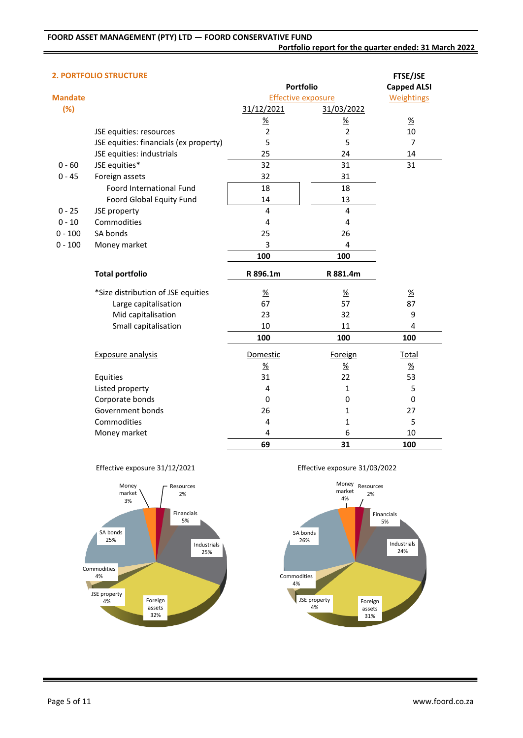## 2. PORTFOLIO STRUCTURE

| Mandate (%) | | Portfolio Effective exposure 31/12/2021 | Portfolio Effective exposure 31/03/2022 | FTSE/JSE Capped ALSI Weightings |
|---|---|---|---|---|
| | | % | % | % |
| | JSE equities: resources | 2 | 2 | 10 |
| | JSE equities: financials (ex property) | 5 | 5 | 7 |
| | JSE equities: industrials | 25 | 24 | 14 |
| 0 - 60 | JSE equities* | 32 | 31 | 31 |
| 0 - 45 | Foreign assets | 32 | 31 | |
| | Foord International Fund | 18 | 18 | |
| | Foord Global Equity Fund | 14 | 13 | |
| 0 - 25 | JSE property | 4 | 4 | |
| 0 - 10 | Commodities | 4 | 4 | |
| 0 - 100 | SA bonds | 25 | 26 | |
| 0 - 100 | Money market | 3 | 4 | |
| | | **100** | **100** | |
| | **Total portfolio** | **R 896.1m** | **R 881.4m** | |

| *Size distribution of JSE equities | 31/12/2021 | 31/03/2022 | FTSE/JSE Capped ALSI |
|---|---|---|---|
| | % | % | % |
| Large capitalisation | 67 | 57 | 87 |
| Mid capitalisation | 23 | 32 | 9 |
| Small capitalisation | 10 | 11 | 4 |
| | **100** | **100** | **100** |

| Exposure analysis | Domestic | Foreign | Total |
|---|---|---|---|
| | % | % | % |
| Equities | 31 | 22 | 53 |
| Listed property | 4 | 1 | 5 |
| Corporate bonds | 0 | 0 | 0 |
| Government bonds | 26 | 1 | 27 |
| Commodities | 4 | 1 | 5 |
| Money market | 4 | 6 | 10 |
| | **69** | **31** | **100** |

Effective exposure 31/12/2021

| Asset | % |
|---|---|
| Money market | 3% |
| Resources | 2% |
| Financials | 5% |
| Industrials | 25% |
| Foreign assets | 32% |
| JSE property | 4% |
| Commodities | 4% |
| SA bonds | 25% |

Effective exposure 31/03/2022

| Asset | % |
|---|---|
| Money market | 4% |
| Resources | 2% |
| Financials | 5% |
| Industrials | 24% |
| Foreign assets | 31% |
| JSE property | 4% |
| Commodities | 4% |
| SA bonds | 26% |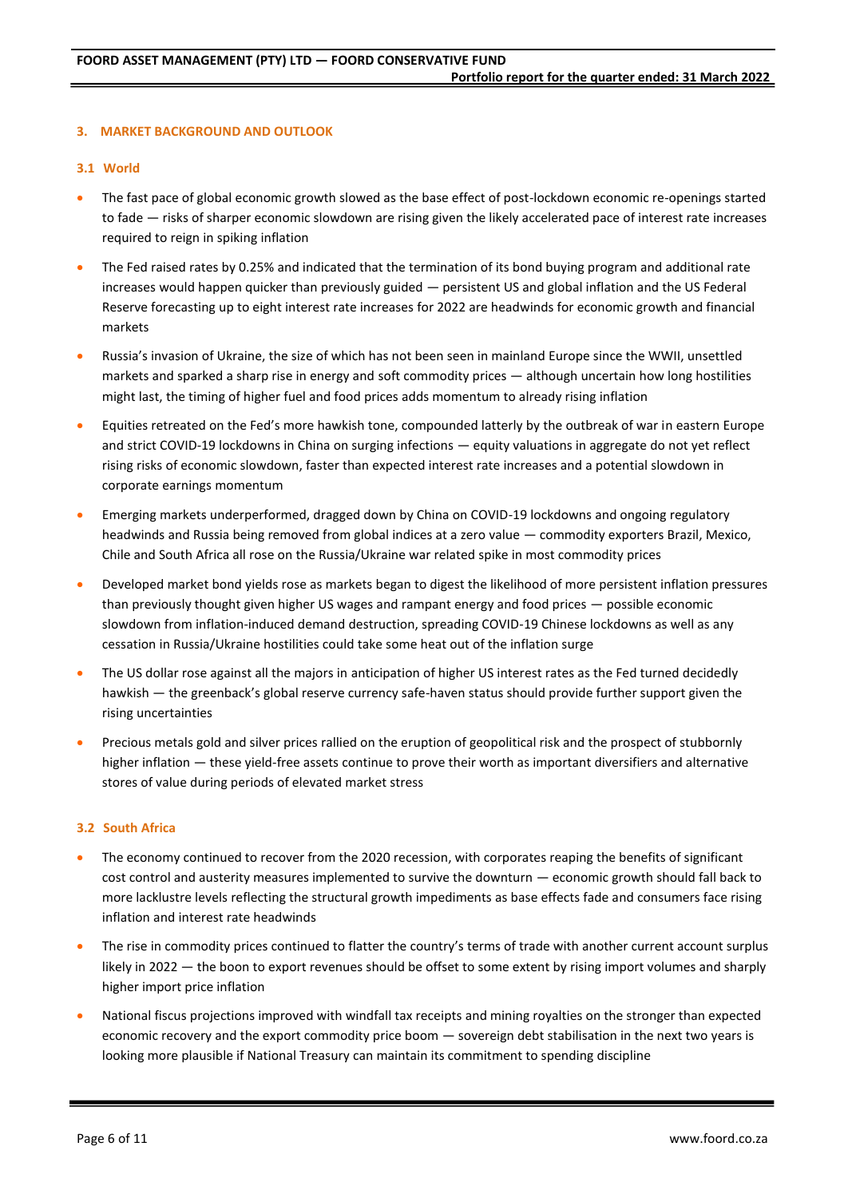## 3. MARKET BACKGROUND AND OUTLOOK

### 3.1 World

- The fast pace of global economic growth slowed as the base effect of post-lockdown economic re-openings started to fade — risks of sharper economic slowdown are rising given the likely accelerated pace of interest rate increases required to reign in spiking inflation
- The Fed raised rates by 0.25% and indicated that the termination of its bond buying program and additional rate increases would happen quicker than previously guided — persistent US and global inflation and the US Federal Reserve forecasting up to eight interest rate increases for 2022 are headwinds for economic growth and financial markets
- Russia's invasion of Ukraine, the size of which has not been seen in mainland Europe since the WWII, unsettled markets and sparked a sharp rise in energy and soft commodity prices — although uncertain how long hostilities might last, the timing of higher fuel and food prices adds momentum to already rising inflation
- Equities retreated on the Fed's more hawkish tone, compounded latterly by the outbreak of war in eastern Europe and strict COVID-19 lockdowns in China on surging infections — equity valuations in aggregate do not yet reflect rising risks of economic slowdown, faster than expected interest rate increases and a potential slowdown in corporate earnings momentum
- Emerging markets underperformed, dragged down by China on COVID-19 lockdowns and ongoing regulatory headwinds and Russia being removed from global indices at a zero value — commodity exporters Brazil, Mexico, Chile and South Africa all rose on the Russia/Ukraine war related spike in most commodity prices
- Developed market bond yields rose as markets began to digest the likelihood of more persistent inflation pressures than previously thought given higher US wages and rampant energy and food prices — possible economic slowdown from inflation-induced demand destruction, spreading COVID-19 Chinese lockdowns as well as any cessation in Russia/Ukraine hostilities could take some heat out of the inflation surge
- The US dollar rose against all the majors in anticipation of higher US interest rates as the Fed turned decidedly hawkish — the greenback's global reserve currency safe-haven status should provide further support given the rising uncertainties
- Precious metals gold and silver prices rallied on the eruption of geopolitical risk and the prospect of stubbornly higher inflation — these yield-free assets continue to prove their worth as important diversifiers and alternative stores of value during periods of elevated market stress

### 3.2 South Africa

- The economy continued to recover from the 2020 recession, with corporates reaping the benefits of significant cost control and austerity measures implemented to survive the downturn — economic growth should fall back to more lacklustre levels reflecting the structural growth impediments as base effects fade and consumers face rising inflation and interest rate headwinds
- The rise in commodity prices continued to flatter the country's terms of trade with another current account surplus likely in 2022 — the boon to export revenues should be offset to some extent by rising import volumes and sharply higher import price inflation
- National fiscus projections improved with windfall tax receipts and mining royalties on the stronger than expected economic recovery and the export commodity price boom — sovereign debt stabilisation in the next two years is looking more plausible if National Treasury can maintain its commitment to spending discipline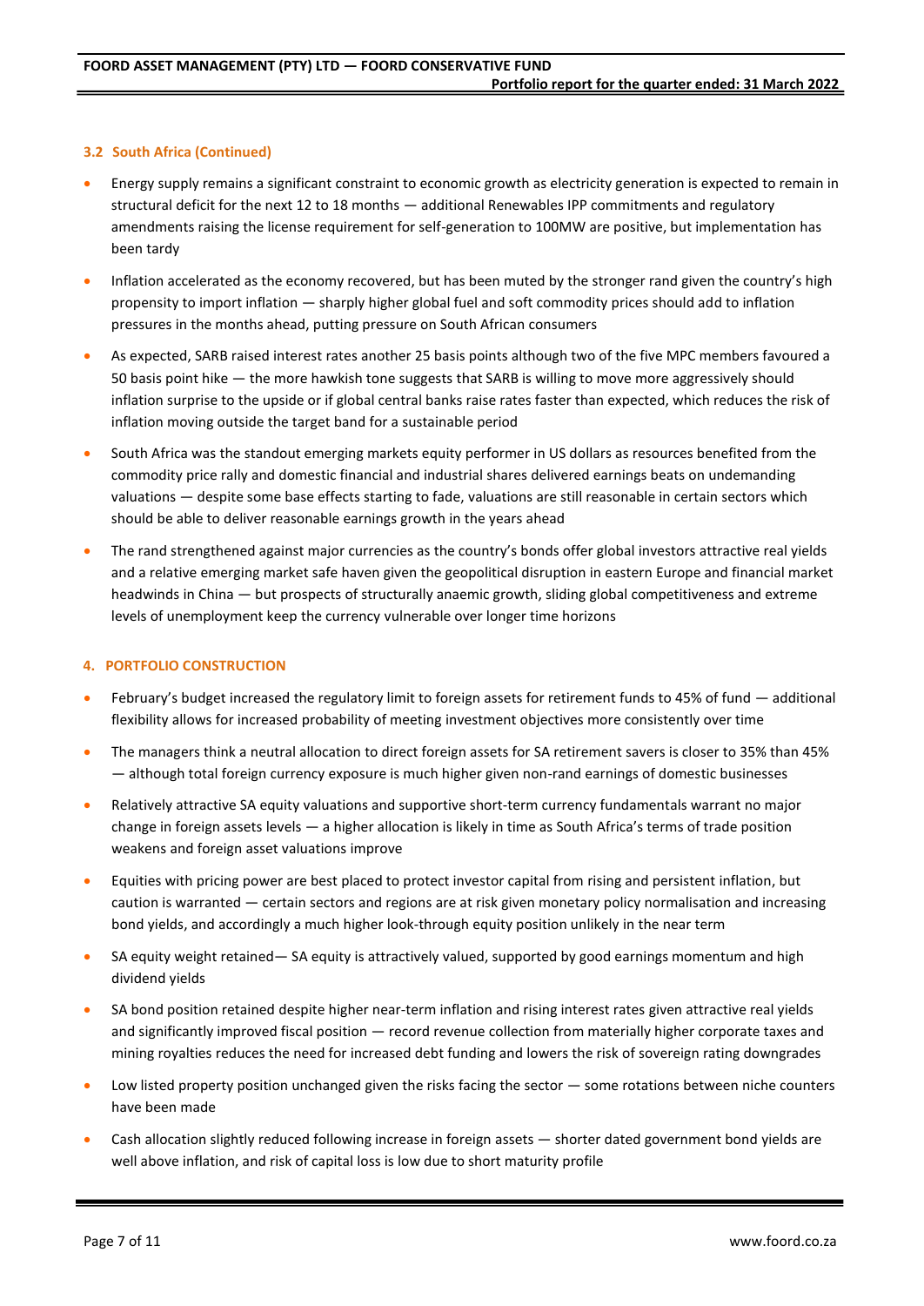### 3.2 South Africa (Continued)

- Energy supply remains a significant constraint to economic growth as electricity generation is expected to remain in structural deficit for the next 12 to 18 months — additional Renewables IPP commitments and regulatory amendments raising the license requirement for self-generation to 100MW are positive, but implementation has been tardy
- Inflation accelerated as the economy recovered, but has been muted by the stronger rand given the country's high propensity to import inflation — sharply higher global fuel and soft commodity prices should add to inflation pressures in the months ahead, putting pressure on South African consumers
- As expected, SARB raised interest rates another 25 basis points although two of the five MPC members favoured a 50 basis point hike — the more hawkish tone suggests that SARB is willing to move more aggressively should inflation surprise to the upside or if global central banks raise rates faster than expected, which reduces the risk of inflation moving outside the target band for a sustainable period
- South Africa was the standout emerging markets equity performer in US dollars as resources benefited from the commodity price rally and domestic financial and industrial shares delivered earnings beats on undemanding valuations — despite some base effects starting to fade, valuations are still reasonable in certain sectors which should be able to deliver reasonable earnings growth in the years ahead
- The rand strengthened against major currencies as the country's bonds offer global investors attractive real yields and a relative emerging market safe haven given the geopolitical disruption in eastern Europe and financial market headwinds in China — but prospects of structurally anaemic growth, sliding global competitiveness and extreme levels of unemployment keep the currency vulnerable over longer time horizons

## 4. PORTFOLIO CONSTRUCTION

- February's budget increased the regulatory limit to foreign assets for retirement funds to 45% of fund — additional flexibility allows for increased probability of meeting investment objectives more consistently over time
- The managers think a neutral allocation to direct foreign assets for SA retirement savers is closer to 35% than 45% — although total foreign currency exposure is much higher given non-rand earnings of domestic businesses
- Relatively attractive SA equity valuations and supportive short-term currency fundamentals warrant no major change in foreign assets levels — a higher allocation is likely in time as South Africa's terms of trade position weakens and foreign asset valuations improve
- Equities with pricing power are best placed to protect investor capital from rising and persistent inflation, but caution is warranted — certain sectors and regions are at risk given monetary policy normalisation and increasing bond yields, and accordingly a much higher look-through equity position unlikely in the near term
- SA equity weight retained— SA equity is attractively valued, supported by good earnings momentum and high dividend yields
- SA bond position retained despite higher near-term inflation and rising interest rates given attractive real yields and significantly improved fiscal position — record revenue collection from materially higher corporate taxes and mining royalties reduces the need for increased debt funding and lowers the risk of sovereign rating downgrades
- Low listed property position unchanged given the risks facing the sector — some rotations between niche counters have been made
- Cash allocation slightly reduced following increase in foreign assets — shorter dated government bond yields are well above inflation, and risk of capital loss is low due to short maturity profile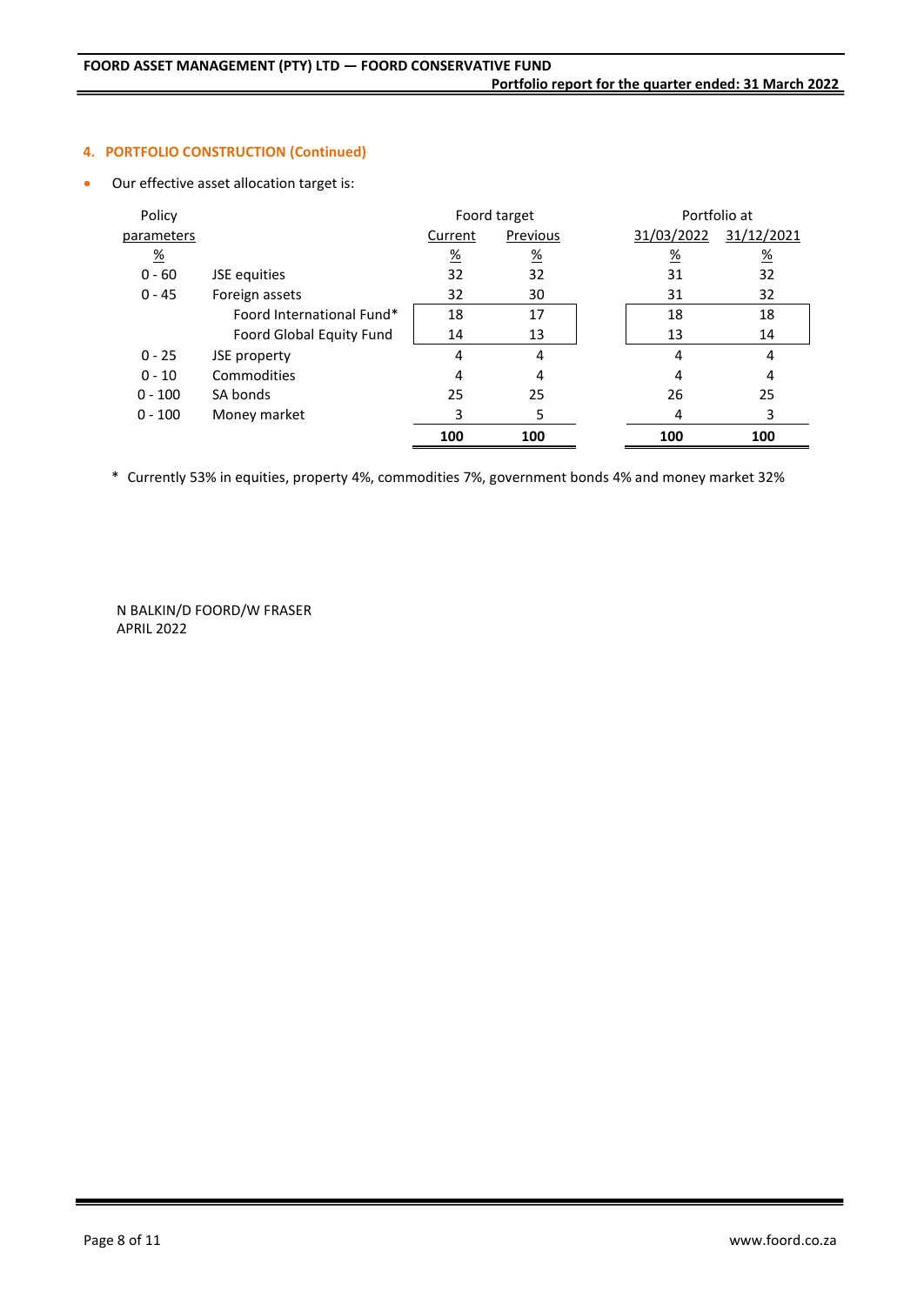## 4. PORTFOLIO CONSTRUCTION (Continued)

- Our effective asset allocation target is:

| Policy parameters | | Foord target | | Portfolio at | |
|---|---|---|---|---|---|
| | | Current | Previous | 31/03/2022 | 31/12/2021 |
| % | | % | % | % | % |
| 0 - 60 | JSE equities | 32 | 32 | 31 | 32 |
| 0 - 45 | Foreign assets | 32 | 30 | 31 | 32 |
| | Foord International Fund* | 18 | 17 | 18 | 18 |
| | Foord Global Equity Fund | 14 | 13 | 13 | 14 |
| 0 - 25 | JSE property | 4 | 4 | 4 | 4 |
| 0 - 10 | Commodities | 4 | 4 | 4 | 4 |
| 0 - 100 | SA bonds | 25 | 25 | 26 | 25 |
| 0 - 100 | Money market | 3 | 5 | 4 | 3 |
| | | **100** | **100** | **100** | **100** |

\* Currently 53% in equities, property 4%, commodities 7%, government bonds 4% and money market 32%

N BALKIN/D FOORD/W FRASER
APRIL 2022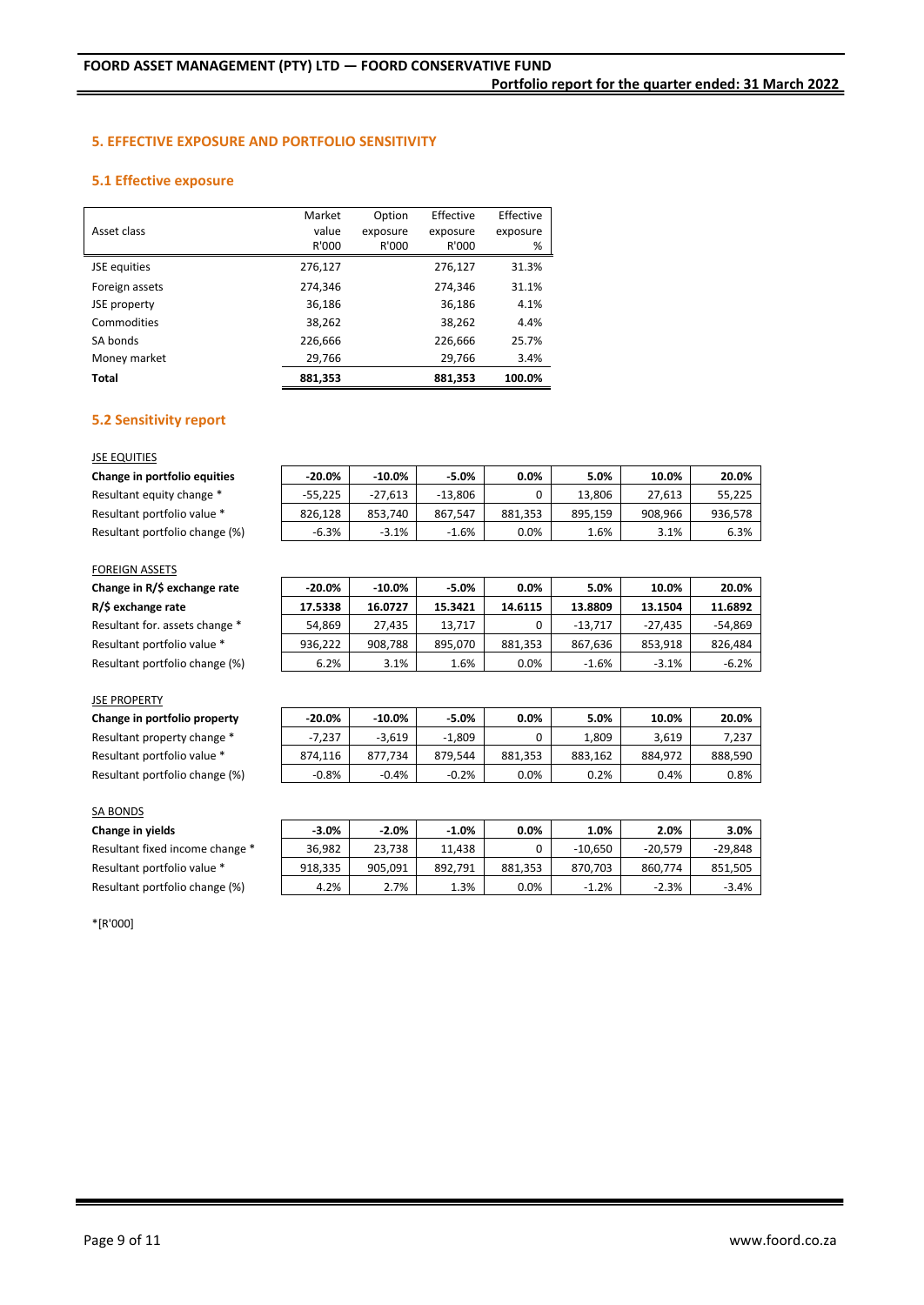## 5. EFFECTIVE EXPOSURE AND PORTFOLIO SENSITIVITY

### 5.1 Effective exposure

| Asset class | Market value R'000 | Option exposure R'000 | Effective exposure R'000 | Effective exposure % |
|---|---|---|---|---|
| JSE equities | 276,127 | | 276,127 | 31.3% |
| Foreign assets | 274,346 | | 274,346 | 31.1% |
| JSE property | 36,186 | | 36,186 | 4.1% |
| Commodities | 38,262 | | 38,262 | 4.4% |
| SA bonds | 226,666 | | 226,666 | 25.7% |
| Money market | 29,766 | | 29,766 | 3.4% |
| **Total** | **881,353** | | **881,353** | **100.0%** |

### 5.2 Sensitivity report

JSE EQUITIES

| **Change in portfolio equities** | **-20.0%** | **-10.0%** | **-5.0%** | **0.0%** | **5.0%** | **10.0%** | **20.0%** |
|---|---|---|---|---|---|---|---|
| Resultant equity change * | -55,225 | -27,613 | -13,806 | 0 | 13,806 | 27,613 | 55,225 |
| Resultant portfolio value * | 826,128 | 853,740 | 867,547 | 881,353 | 895,159 | 908,966 | 936,578 |
| Resultant portfolio change (%) | -6.3% | -3.1% | -1.6% | 0.0% | 1.6% | 3.1% | 6.3% |

FOREIGN ASSETS

| **Change in R/$ exchange rate** | **-20.0%** | **-10.0%** | **-5.0%** | **0.0%** | **5.0%** | **10.0%** | **20.0%** |
|---|---|---|---|---|---|---|---|
| **R/$ exchange rate** | **17.5338** | **16.0727** | **15.3421** | **14.6115** | **13.8809** | **13.1504** | **11.6892** |
| Resultant for. assets change * | 54,869 | 27,435 | 13,717 | 0 | -13,717 | -27,435 | -54,869 |
| Resultant portfolio value * | 936,222 | 908,788 | 895,070 | 881,353 | 867,636 | 853,918 | 826,484 |
| Resultant portfolio change (%) | 6.2% | 3.1% | 1.6% | 0.0% | -1.6% | -3.1% | -6.2% |

JSE PROPERTY

| **Change in portfolio property** | **-20.0%** | **-10.0%** | **-5.0%** | **0.0%** | **5.0%** | **10.0%** | **20.0%** |
|---|---|---|---|---|---|---|---|
| Resultant property change * | -7,237 | -3,619 | -1,809 | 0 | 1,809 | 3,619 | 7,237 |
| Resultant portfolio value * | 874,116 | 877,734 | 879,544 | 881,353 | 883,162 | 884,972 | 888,590 |
| Resultant portfolio change (%) | -0.8% | -0.4% | -0.2% | 0.0% | 0.2% | 0.4% | 0.8% |

SA BONDS

| **Change in yields** | **-3.0%** | **-2.0%** | **-1.0%** | **0.0%** | **1.0%** | **2.0%** | **3.0%** |
|---|---|---|---|---|---|---|---|
| Resultant fixed income change * | 36,982 | 23,738 | 11,438 | 0 | -10,650 | -20,579 | -29,848 |
| Resultant portfolio value * | 918,335 | 905,091 | 892,791 | 881,353 | 870,703 | 860,774 | 851,505 |
| Resultant portfolio change (%) | 4.2% | 2.7% | 1.3% | 0.0% | -1.2% | -2.3% | -3.4% |

*[R'000]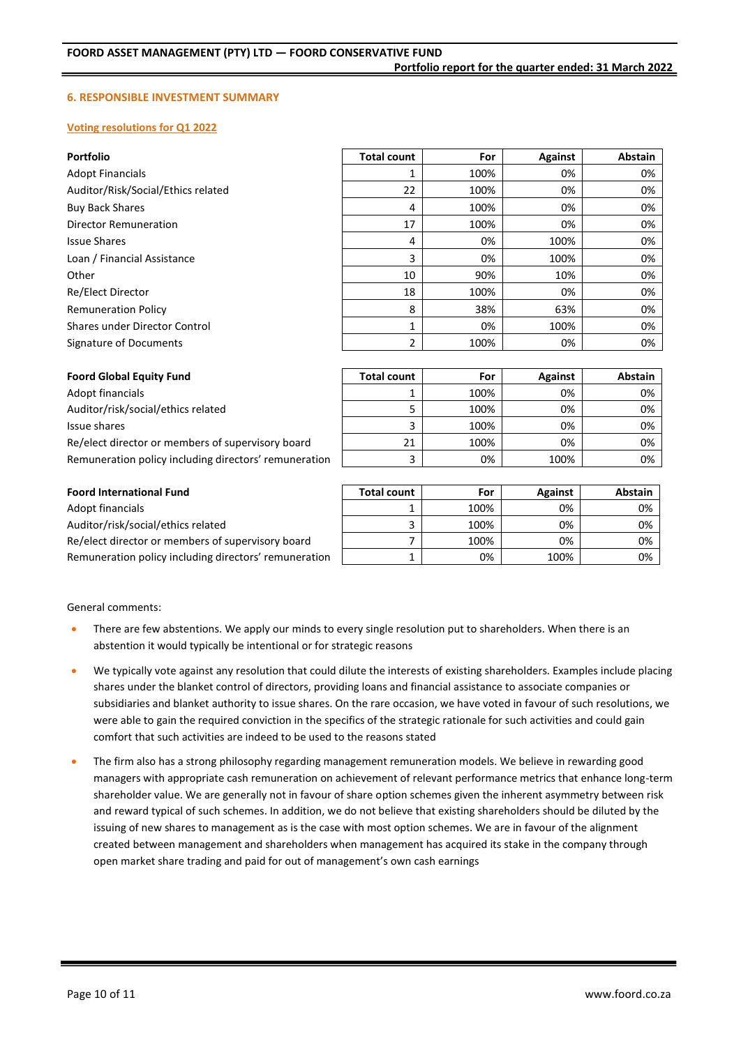## 6. RESPONSIBLE INVESTMENT SUMMARY

### Voting resolutions for Q1 2022

| Portfolio | Total count | For | Against | Abstain |
|---|---|---|---|---|
| Adopt Financials | 1 | 100% | 0% | 0% |
| Auditor/Risk/Social/Ethics related | 22 | 100% | 0% | 0% |
| Buy Back Shares | 4 | 100% | 0% | 0% |
| Director Remuneration | 17 | 100% | 0% | 0% |
| Issue Shares | 4 | 0% | 100% | 0% |
| Loan / Financial Assistance | 3 | 0% | 100% | 0% |
| Other | 10 | 90% | 10% | 0% |
| Re/Elect Director | 18 | 100% | 0% | 0% |
| Remuneration Policy | 8 | 38% | 63% | 0% |
| Shares under Director Control | 1 | 0% | 100% | 0% |
| Signature of Documents | 2 | 100% | 0% | 0% |

| Foord Global Equity Fund | Total count | For | Against | Abstain |
|---|---|---|---|---|
| Adopt financials | 1 | 100% | 0% | 0% |
| Auditor/risk/social/ethics related | 5 | 100% | 0% | 0% |
| Issue shares | 3 | 100% | 0% | 0% |
| Re/elect director or members of supervisory board | 21 | 100% | 0% | 0% |
| Remuneration policy including directors' remuneration | 3 | 0% | 100% | 0% |

| Foord International Fund | Total count | For | Against | Abstain |
|---|---|---|---|---|
| Adopt financials | 1 | 100% | 0% | 0% |
| Auditor/risk/social/ethics related | 3 | 100% | 0% | 0% |
| Re/elect director or members of supervisory board | 7 | 100% | 0% | 0% |
| Remuneration policy including directors' remuneration | 1 | 0% | 100% | 0% |

General comments:

- There are few abstentions. We apply our minds to every single resolution put to shareholders. When there is an abstention it would typically be intentional or for strategic reasons
- We typically vote against any resolution that could dilute the interests of existing shareholders. Examples include placing shares under the blanket control of directors, providing loans and financial assistance to associate companies or subsidiaries and blanket authority to issue shares. On the rare occasion, we have voted in favour of such resolutions, we were able to gain the required conviction in the specifics of the strategic rationale for such activities and could gain comfort that such activities are indeed to be used to the reasons stated
- The firm also has a strong philosophy regarding management remuneration models. We believe in rewarding good managers with appropriate cash remuneration on achievement of relevant performance metrics that enhance long-term shareholder value. We are generally not in favour of share option schemes given the inherent asymmetry between risk and reward typical of such schemes. In addition, we do not believe that existing shareholders should be diluted by the issuing of new shares to management as is the case with most option schemes. We are in favour of the alignment created between management and shareholders when management has acquired its stake in the company through open market share trading and paid for out of management's own cash earnings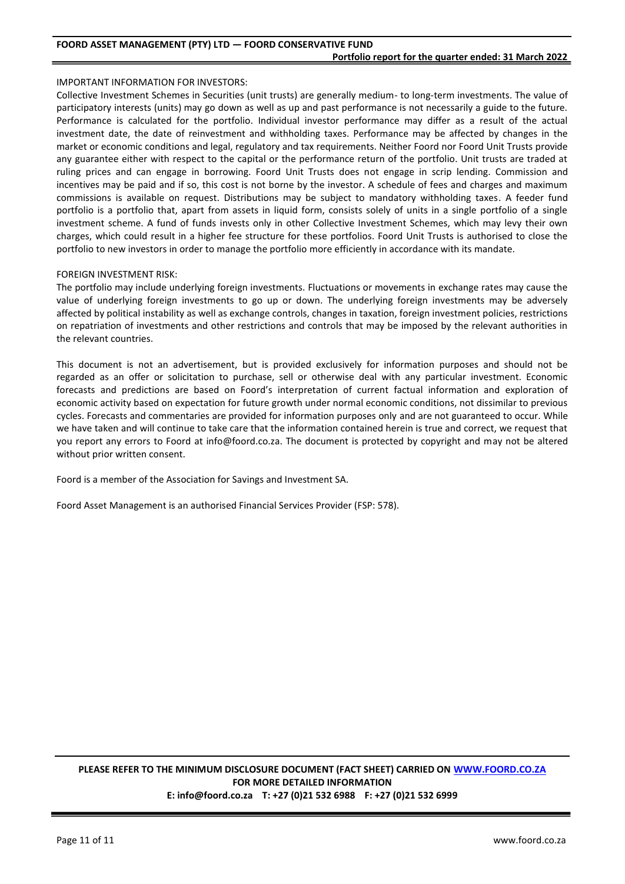IMPORTANT INFORMATION FOR INVESTORS:

Collective Investment Schemes in Securities (unit trusts) are generally medium- to long-term investments. The value of participatory interests (units) may go down as well as up and past performance is not necessarily a guide to the future. Performance is calculated for the portfolio. Individual investor performance may differ as a result of the actual investment date, the date of reinvestment and withholding taxes. Performance may be affected by changes in the market or economic conditions and legal, regulatory and tax requirements. Neither Foord nor Foord Unit Trusts provide any guarantee either with respect to the capital or the performance return of the portfolio. Unit trusts are traded at ruling prices and can engage in borrowing. Foord Unit Trusts does not engage in scrip lending. Commission and incentives may be paid and if so, this cost is not borne by the investor. A schedule of fees and charges and maximum commissions is available on request. Distributions may be subject to mandatory withholding taxes. A feeder fund portfolio is a portfolio that, apart from assets in liquid form, consists solely of units in a single portfolio of a single investment scheme. A fund of funds invests only in other Collective Investment Schemes, which may levy their own charges, which could result in a higher fee structure for these portfolios. Foord Unit Trusts is authorised to close the portfolio to new investors in order to manage the portfolio more efficiently in accordance with its mandate.

FOREIGN INVESTMENT RISK:

The portfolio may include underlying foreign investments. Fluctuations or movements in exchange rates may cause the value of underlying foreign investments to go up or down. The underlying foreign investments may be adversely affected by political instability as well as exchange controls, changes in taxation, foreign investment policies, restrictions on repatriation of investments and other restrictions and controls that may be imposed by the relevant authorities in the relevant countries.

This document is not an advertisement, but is provided exclusively for information purposes and should not be regarded as an offer or solicitation to purchase, sell or otherwise deal with any particular investment. Economic forecasts and predictions are based on Foord's interpretation of current factual information and exploration of economic activity based on expectation for future growth under normal economic conditions, not dissimilar to previous cycles. Forecasts and commentaries are provided for information purposes only and are not guaranteed to occur. While we have taken and will continue to take care that the information contained herein is true and correct, we request that you report any errors to Foord at info@foord.co.za. The document is protected by copyright and may not be altered without prior written consent.

Foord is a member of the Association for Savings and Investment SA.

Foord Asset Management is an authorised Financial Services Provider (FSP: 578).

**PLEASE REFER TO THE MINIMUM DISCLOSURE DOCUMENT (FACT SHEET) CARRIED ON WWW.FOORD.CO.ZA FOR MORE DETAILED INFORMATION**

**E: info@foord.co.za T: +27 (0)21 532 6988 F: +27 (0)21 532 6999**